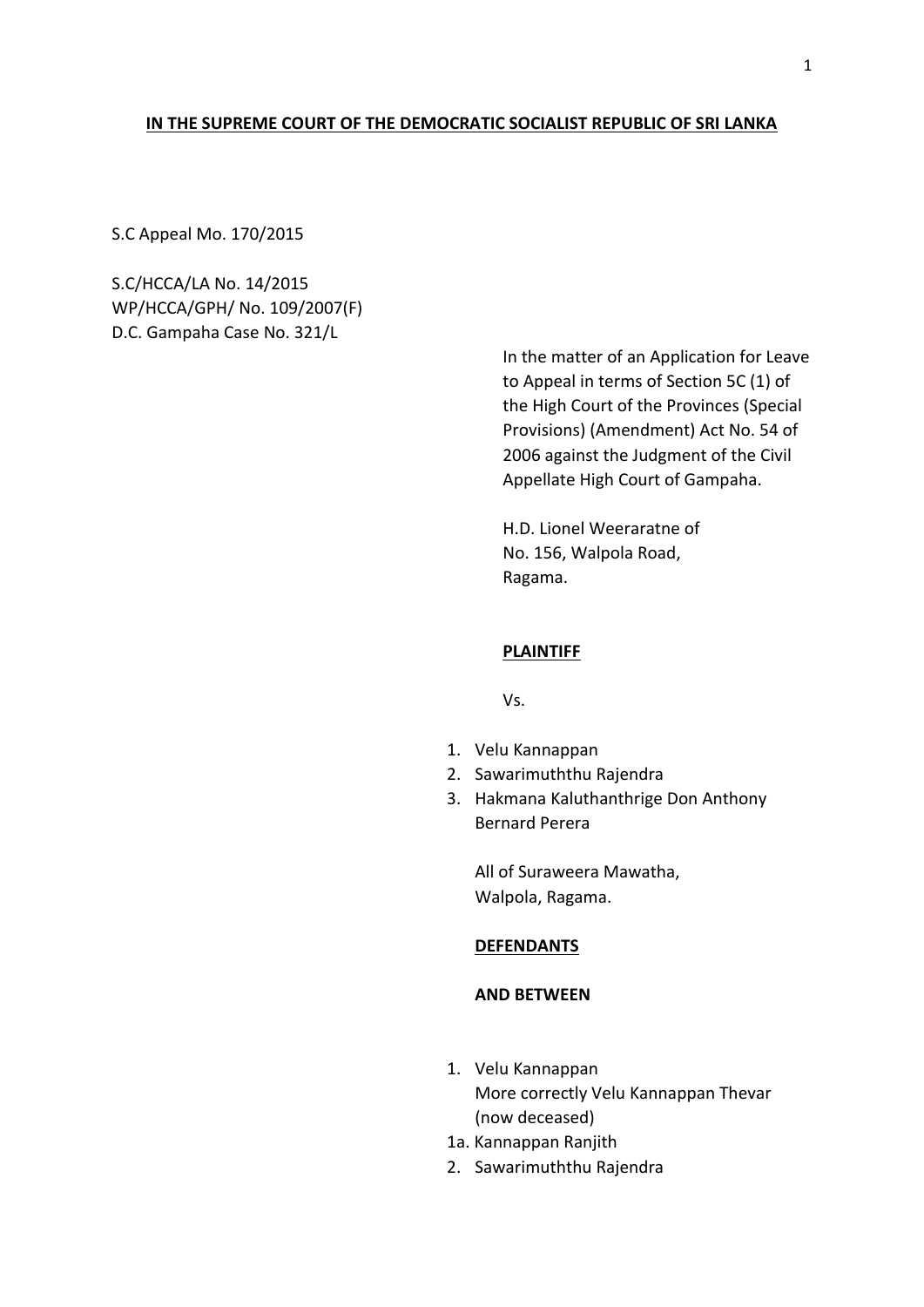**IN THE SUPREME COURT OF THE DEMOCRATIC SOCIALIST REPUBLIC OF SRI LANKA**

S.C Appeal Mo. 170/2015

S.C/HCCA/LA No. 14/2015
WP/HCCA/GPH/ No. 109/2007(F)
D.C. Gampaha Case No. 321/L

In the matter of an Application for Leave to Appeal in terms of Section 5C (1) of the High Court of the Provinces (Special Provisions) (Amendment) Act No. 54 of 2006 against the Judgment of the Civil Appellate High Court of Gampaha.

H.D. Lionel Weeraratne of
No. 156, Walpola Road,
Ragama.

**PLAINTIFF**

Vs.

1. Velu Kannappan
2. Sawarimuththu Rajendra
3. Hakmana Kaluthanthrige Don Anthony Bernard Perera

All of Suraweera Mawatha,
Walpola, Ragama.

**DEFENDANTS**

**AND BETWEEN**

1. Velu Kannappan
   More correctly Velu Kannappan Thevar (now deceased)

1a. Kannappan Ranjith

2. Sawarimuththu Rajendra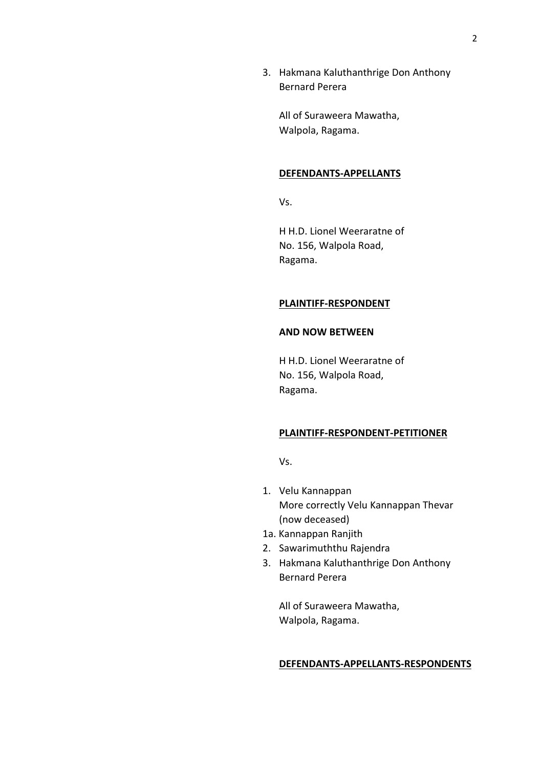3. Hakmana Kaluthanthrige Don Anthony Bernard Perera

All of Suraweera Mawatha,
Walpola, Ragama.

**DEFENDANTS-APPELLANTS**

Vs.

H H.D. Lionel Weeraratne of
No. 156, Walpola Road,
Ragama.

**PLAINTIFF-RESPONDENT**

**AND NOW BETWEEN**

H H.D. Lionel Weeraratne of
No. 156, Walpola Road,
Ragama.

**PLAINTIFF-RESPONDENT-PETITIONER**

Vs.

1. Velu Kannappan
More correctly Velu Kannappan Thevar
(now deceased)

1a. Kannappan Ranjith

2. Sawarimuththu Rajendra
3. Hakmana Kaluthanthrige Don Anthony Bernard Perera

All of Suraweera Mawatha,
Walpola, Ragama.

**DEFENDANTS-APPELLANTS-RESPONDENTS**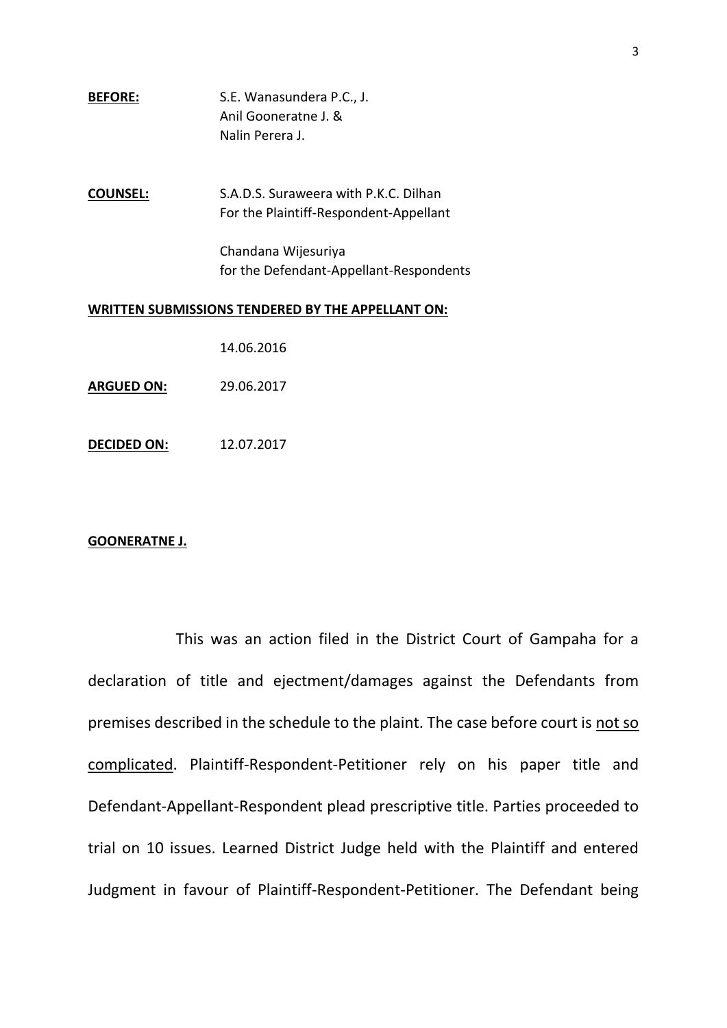**BEFORE:** S.E. Wanasundera P.C., J.
Anil Gooneratne J. &
Nalin Perera J.

**COUNSEL:** S.A.D.S. Suraweera with P.K.C. Dilhan
For the Plaintiff-Respondent-Appellant

Chandana Wijesuriya
for the Defendant-Appellant-Respondents

**WRITTEN SUBMISSIONS TENDERED BY THE APPELLANT ON:**

14.06.2016

**ARGUED ON:** 29.06.2017

**DECIDED ON:** 12.07.2017

**GOONERATNE J.**

This was an action filed in the District Court of Gampaha for a declaration of title and ejectment/damages against the Defendants from premises described in the schedule to the plaint. The case before court is <u>not so complicated</u>. Plaintiff-Respondent-Petitioner rely on his paper title and Defendant-Appellant-Respondent plead prescriptive title. Parties proceeded to trial on 10 issues. Learned District Judge held with the Plaintiff and entered Judgment in favour of Plaintiff-Respondent-Petitioner. The Defendant being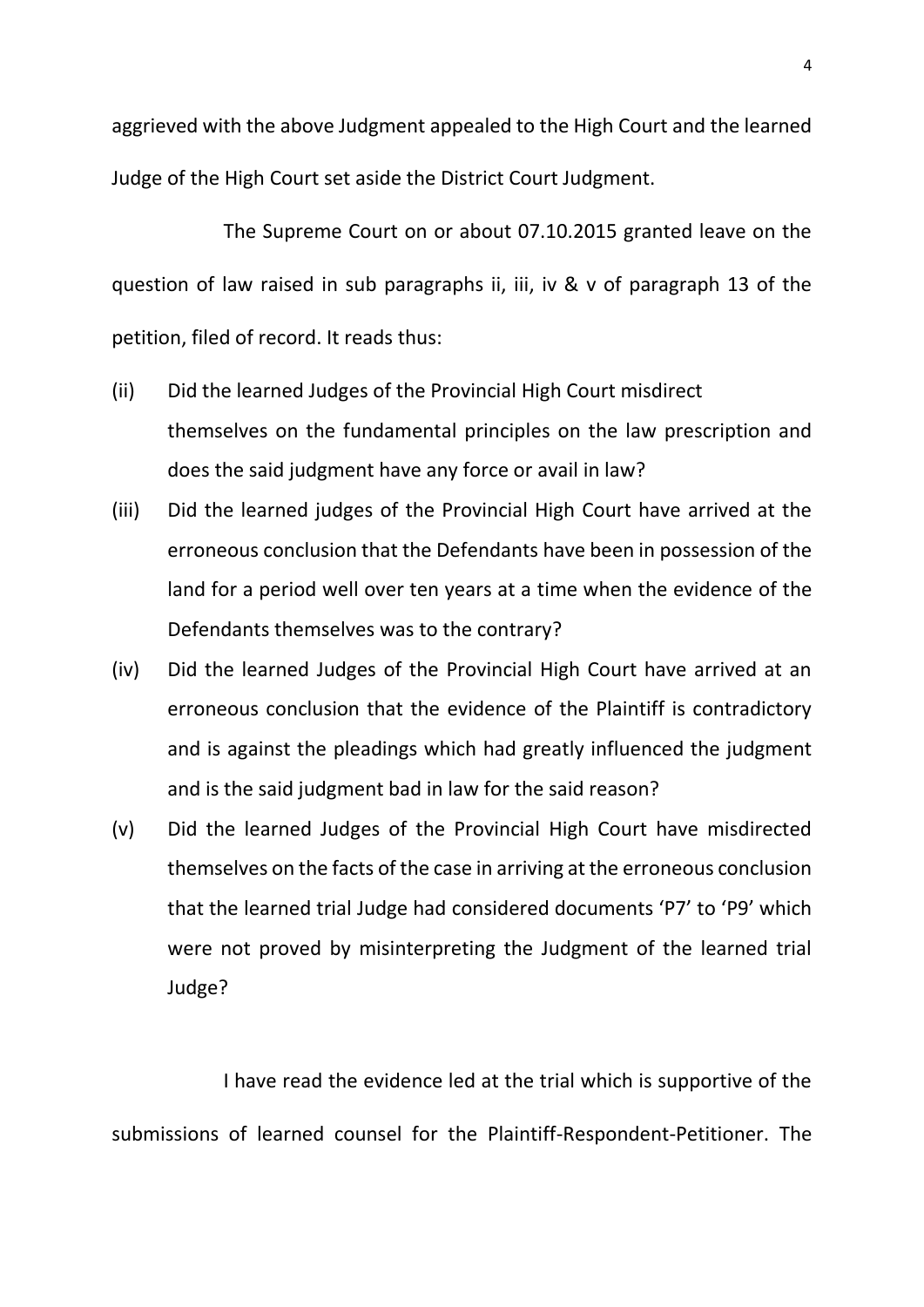aggrieved with the above Judgment appealed to the High Court and the learned Judge of the High Court set aside the District Court Judgment.

The Supreme Court on or about 07.10.2015 granted leave on the question of law raised in sub paragraphs ii, iii, iv & v of paragraph 13 of the petition, filed of record. It reads thus:

(ii) Did the learned Judges of the Provincial High Court misdirect themselves on the fundamental principles on the law prescription and does the said judgment have any force or avail in law?

(iii) Did the learned judges of the Provincial High Court have arrived at the erroneous conclusion that the Defendants have been in possession of the land for a period well over ten years at a time when the evidence of the Defendants themselves was to the contrary?

(iv) Did the learned Judges of the Provincial High Court have arrived at an erroneous conclusion that the evidence of the Plaintiff is contradictory and is against the pleadings which had greatly influenced the judgment and is the said judgment bad in law for the said reason?

(v) Did the learned Judges of the Provincial High Court have misdirected themselves on the facts of the case in arriving at the erroneous conclusion that the learned trial Judge had considered documents 'P7' to 'P9' which were not proved by misinterpreting the Judgment of the learned trial Judge?

I have read the evidence led at the trial which is supportive of the submissions of learned counsel for the Plaintiff-Respondent-Petitioner. The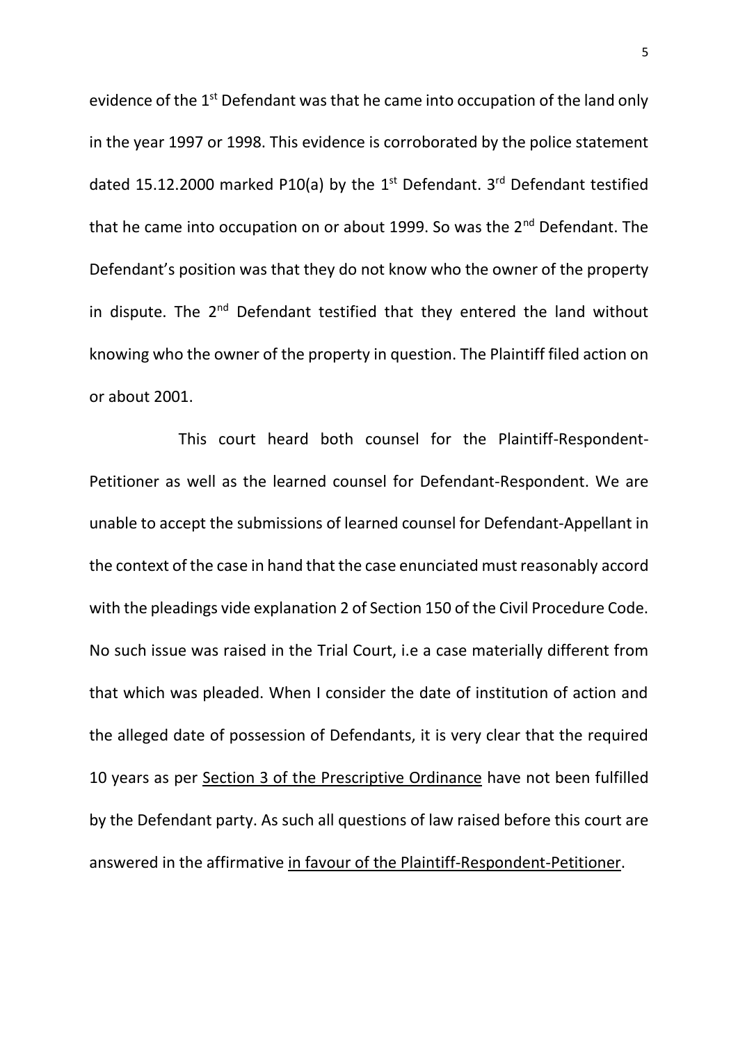evidence of the 1st Defendant was that he came into occupation of the land only in the year 1997 or 1998. This evidence is corroborated by the police statement dated 15.12.2000 marked P10(a) by the 1st Defendant. 3rd Defendant testified that he came into occupation on or about 1999. So was the 2nd Defendant. The Defendant's position was that they do not know who the owner of the property in dispute. The 2nd Defendant testified that they entered the land without knowing who the owner of the property in question. The Plaintiff filed action on or about 2001.

This court heard both counsel for the Plaintiff-Respondent-Petitioner as well as the learned counsel for Defendant-Respondent. We are unable to accept the submissions of learned counsel for Defendant-Appellant in the context of the case in hand that the case enunciated must reasonably accord with the pleadings vide explanation 2 of Section 150 of the Civil Procedure Code. No such issue was raised in the Trial Court, i.e a case materially different from that which was pleaded. When I consider the date of institution of action and the alleged date of possession of Defendants, it is very clear that the required 10 years as per <u>Section 3 of the Prescriptive Ordinance</u> have not been fulfilled by the Defendant party. As such all questions of law raised before this court are answered in the affirmative <u>in favour of the Plaintiff-Respondent-Petitioner</u>.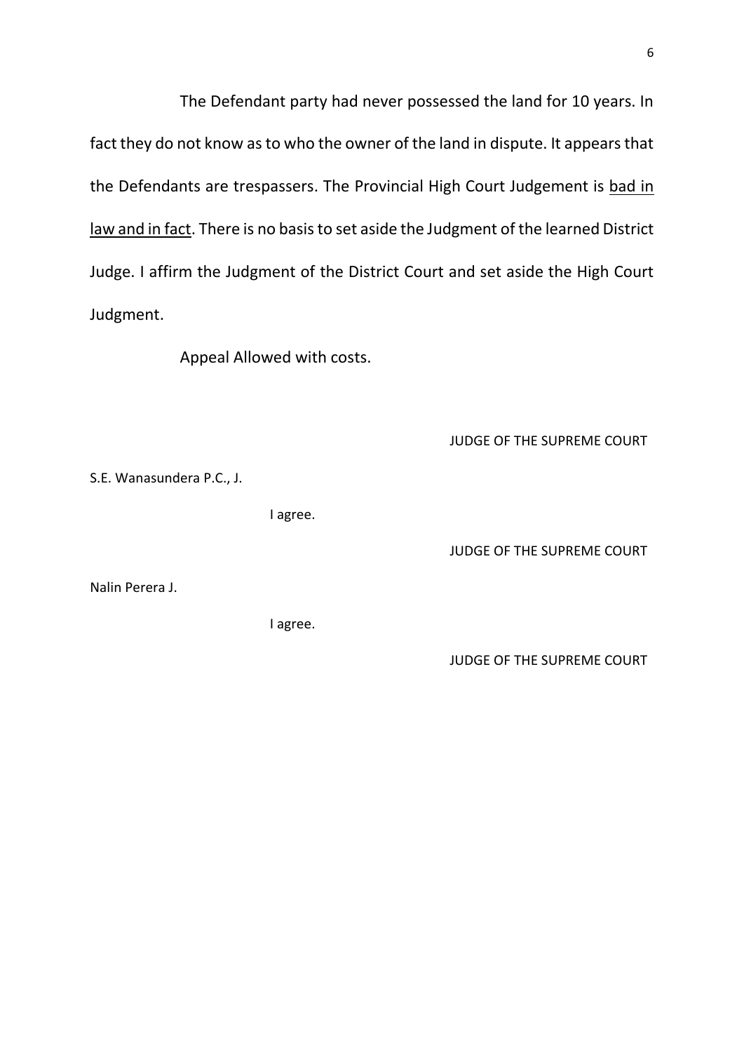The Defendant party had never possessed the land for 10 years. In fact they do not know as to who the owner of the land in dispute. It appears that the Defendants are trespassers. The Provincial High Court Judgement is <u>bad in law and in fact</u>. There is no basis to set aside the Judgment of the learned District Judge. I affirm the Judgment of the District Court and set aside the High Court Judgment.

Appeal Allowed with costs.

JUDGE OF THE SUPREME COURT

S.E. Wanasundera P.C., J.

I agree.

JUDGE OF THE SUPREME COURT

Nalin Perera J.

I agree.

JUDGE OF THE SUPREME COURT